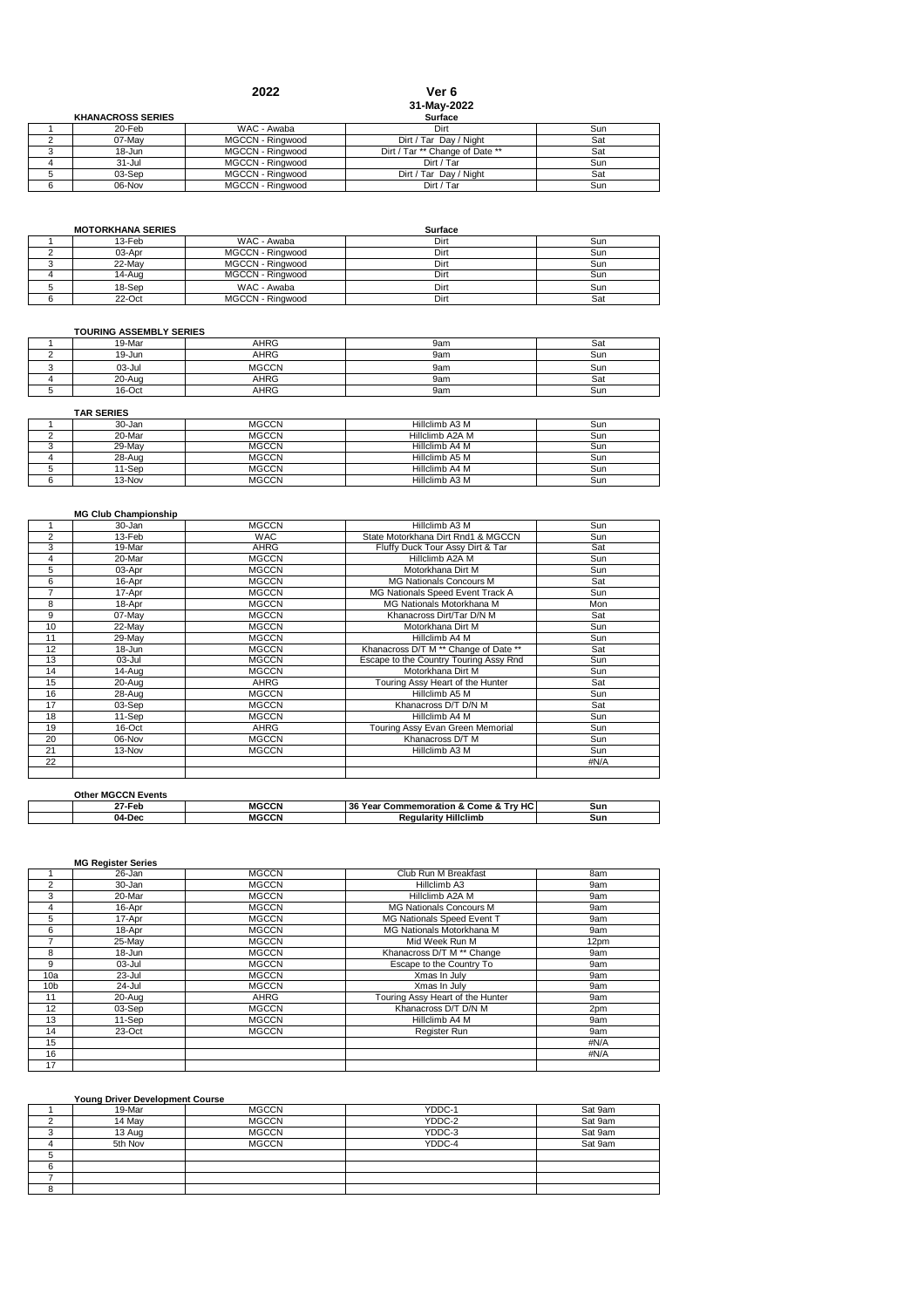# 2022

**Ver 6**
**31-May-2022**

## KHANACROSS SERIES

| | | | Surface | |
|---|---|---|---|---|
| 1 | 20-Feb | WAC - Awaba | Dirt | Sun |
| 2 | 07-May | MGCCN - Ringwood | Dirt / Tar Day / Night | Sat |
| 3 | 18-Jun | MGCCN - Ringwood | Dirt / Tar ** Change of Date ** | Sat |
| 4 | 31-Jul | MGCCN - Ringwood | Dirt / Tar | Sun |
| 5 | 03-Sep | MGCCN - Ringwood | Dirt / Tar Day / Night | Sat |
| 6 | 06-Nov | MGCCN - Ringwood | Dirt / Tar | Sun |

## MOTORKHANA SERIES

| | | | Surface | |
|---|---|---|---|---|
| 1 | 13-Feb | WAC - Awaba | Dirt | Sun |
| 2 | 03-Apr | MGCCN - Ringwood | Dirt | Sun |
| 3 | 22-May | MGCCN - Ringwood | Dirt | Sun |
| 4 | 14-Aug | MGCCN - Ringwood | Dirt | Sun |
| 5 | 18-Sep | WAC - Awaba | Dirt | Sun |
| 6 | 22-Oct | MGCCN - Ringwood | Dirt | Sat |

## TOURING ASSEMBLY SERIES

| | | | | |
|---|---|---|---|---|
| 1 | 19-Mar | AHRG | 9am | Sat |
| 2 | 19-Jun | AHRG | 9am | Sun |
| 3 | 03-Jul | MGCCN | 9am | Sun |
| 4 | 20-Aug | AHRG | 9am | Sat |
| 5 | 16-Oct | AHRG | 9am | Sun |

## TAR SERIES

| | | | | |
|---|---|---|---|---|
| 1 | 30-Jan | MGCCN | Hillclimb A3 M | Sun |
| 2 | 20-Mar | MGCCN | Hillclimb A2A M | Sun |
| 3 | 29-May | MGCCN | Hillclimb A4 M | Sun |
| 4 | 28-Aug | MGCCN | Hillclimb A5 M | Sun |
| 5 | 11-Sep | MGCCN | Hillclimb A4 M | Sun |
| 6 | 13-Nov | MGCCN | Hillclimb A3 M | Sun |

## MG Club Championship

| | | | | |
|---|---|---|---|---|
| 1 | 30-Jan | MGCCN | Hillclimb A3 M | Sun |
| 2 | 13-Feb | WAC | State Motorkhana Dirt Rnd1 & MGCCN | Sun |
| 3 | 19-Mar | AHRG | Fluffy Duck Tour Assy Dirt & Tar | Sat |
| 4 | 20-Mar | MGCCN | Hillclimb A2A M | Sun |
| 5 | 03-Apr | MGCCN | Motorkhana Dirt M | Sun |
| 6 | 16-Apr | MGCCN | MG Nationals Concours M | Sat |
| 7 | 17-Apr | MGCCN | MG Nationals Speed Event Track A | Sun |
| 8 | 18-Apr | MGCCN | MG Nationals Motorkhana M | Mon |
| 9 | 07-May | MGCCN | Khanacross Dirt/Tar D/N M | Sat |
| 10 | 22-May | MGCCN | Motorkhana Dirt M | Sun |
| 11 | 29-May | MGCCN | Hillclimb A4 M | Sun |
| 12 | 18-Jun | MGCCN | Khanacross D/T M ** Change of Date ** | Sat |
| 13 | 03-Jul | MGCCN | Escape to the Country Touring Assy Rnd | Sun |
| 14 | 14-Aug | MGCCN | Motorkhana Dirt M | Sun |
| 15 | 20-Aug | AHRG | Touring Assy Heart of the Hunter | Sat |
| 16 | 28-Aug | MGCCN | Hillclimb A5 M | Sun |
| 17 | 03-Sep | MGCCN | Khanacross D/T D/N M | Sat |
| 18 | 11-Sep | MGCCN | Hillclimb A4 M | Sun |
| 19 | 16-Oct | AHRG | Touring Assy Evan Green Memorial | Sun |
| 20 | 06-Nov | MGCCN | Khanacross D/T M | Sun |
| 21 | 13-Nov | MGCCN | Hillclimb A3 M | Sun |
| 22 | | | | #N/A |

## Other MGCCN Events

| | | | | |
|---|---|---|---|---|
| | **27-Feb** | **MGCCN** | **36 Year Commemoration & Come & Try HC** | **Sun** |
| | **04-Dec** | **MGCCN** | **Regularity Hillclimb** | **Sun** |

## MG Register Series

| | | | | |
|---|---|---|---|---|
| 1 | 26-Jan | MGCCN | Club Run M Breakfast | 8am |
| 2 | 30-Jan | MGCCN | Hillclimb A3 | 9am |
| 3 | 20-Mar | MGCCN | Hillclimb A2A M | 9am |
| 4 | 16-Apr | MGCCN | MG Nationals Concours M | 9am |
| 5 | 17-Apr | MGCCN | MG Nationals Speed Event T | 9am |
| 6 | 18-Apr | MGCCN | MG Nationals Motorkhana M | 9am |
| 7 | 25-May | MGCCN | Mid Week Run M | 12pm |
| 8 | 18-Jun | MGCCN | Khanacross D/T M ** Change | 9am |
| 9 | 03-Jul | MGCCN | Escape to the Country To | 9am |
| 10a | 23-Jul | MGCCN | Xmas In July | 9am |
| 10b | 24-Jul | MGCCN | Xmas In July | 9am |
| 11 | 20-Aug | AHRG | Touring Assy Heart of the Hunter | 9am |
| 12 | 03-Sep | MGCCN | Khanacross D/T D/N M | 2pm |
| 13 | 11-Sep | MGCCN | Hillclimb A4 M | 9am |
| 14 | 23-Oct | MGCCN | Register Run | 9am |
| 15 | | | | #N/A |
| 16 | | | | #N/A |
| 17 | | | | |

## Young Driver Development Course

| | | | | |
|---|---|---|---|---|
| 1 | 19-Mar | MGCCN | YDDC-1 | Sat 9am |
| 2 | 14 May | MGCCN | YDDC-2 | Sat 9am |
| 3 | 13 Aug | MGCCN | YDDC-3 | Sat 9am |
| 4 | 5th Nov | MGCCN | YDDC-4 | Sat 9am |
| 5 | | | | |
| 6 | | | | |
| 7 | | | | |
| 8 | | | | |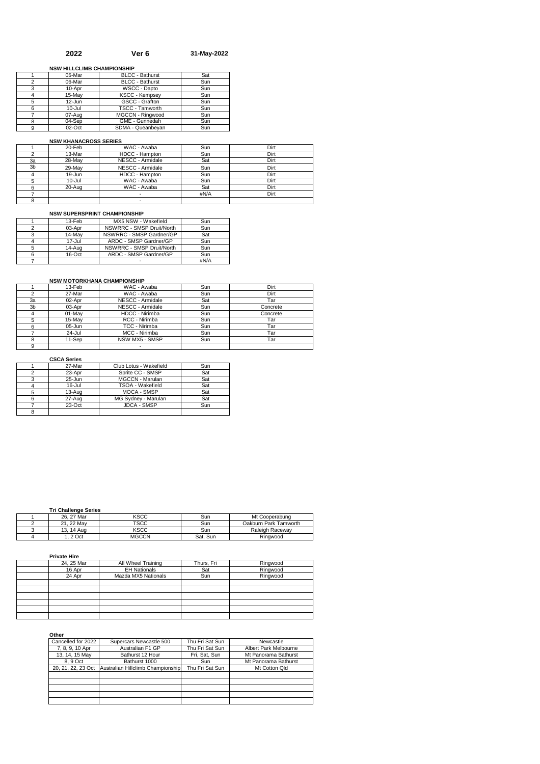**2022** **Ver 6** **31-May-2022**

**NSW HILLCLIMB CHAMPIONSHIP**

| | | | |
|---|---|---|---|
| 1 | 05-Mar | BLCC - Bathurst | Sat |
| 2 | 06-Mar | BLCC - Bathurst | Sun |
| 3 | 10-Apr | WSCC - Dapto | Sun |
| 4 | 15-May | KSCC - Kempsey | Sun |
| 5 | 12-Jun | GSCC - Grafton | Sun |
| 6 | 10-Jul | TSCC - Tamworth | Sun |
| 7 | 07-Aug | MGCCN - Ringwood | Sun |
| 8 | 04-Sep | GME - Gunnedah | Sun |
| 9 | 02-Oct | SDMA - Queanbeyan | Sun |

**NSW KHANACROSS SERIES**

| | | | | |
|---|---|---|---|---|
| 1 | 20-Feb | WAC - Awaba | Sun | Dirt |
| 2 | 13-Mar | HDCC - Hampton | Sun | Dirt |
| 3a | 28-May | NESCC - Armidale | Sat | Dirt |
| 3b | 29-May | NESCC - Armidale | Sun | Dirt |
| 4 | 19-Jun | HDCC - Hampton | Sun | Dirt |
| 5 | 10-Jul | WAC - Awaba | Sun | Dirt |
| 6 | 20-Aug | WAC - Awaba | Sat | Dirt |
| 7 | | - | #N/A | Dirt |
| 8 | | - | | |

**NSW SUPERSPRINT CHAMPIONSHIP**

| | | | |
|---|---|---|---|
| 1 | 13-Feb | MX5 NSW - Wakefield | Sun |
| 2 | 03-Apr | NSWRRC - SMSP Druit/North | Sun |
| 3 | 14-May | NSWRRC - SMSP Gardner/GP | Sat |
| 4 | 17-Jul | ARDC - SMSP Gardner/GP | Sun |
| 5 | 14-Aug | NSWRRC - SMSP Druit/North | Sun |
| 6 | 16-Oct | ARDC - SMSP Gardner/GP | Sun |
| 7 | | - | #N/A |

**NSW MOTORKHANA CHAMPIONSHIP**

| | | | | |
|---|---|---|---|---|
| 1 | 13-Feb | WAC - Awaba | Sun | Dirt |
| 2 | 27-Mar | WAC - Awaba | Sun | Dirt |
| 3a | 02-Apr | NESCC - Armidale | Sat | Tar |
| 3b | 03-Apr | NESCC - Armidale | Sun | Concrete |
| 4 | 01-May | HDCC - Nirimba | Sun | Concrete |
| 5 | 15-May | RCC - Nirimba | Sun | Tar |
| 6 | 05-Jun | TCC - Nirimba | Sun | Tar |
| 7 | 24-Jul | MCC - Nirimba | Sun | Tar |
| 8 | 11-Sep | NSW MX5 - SMSP | Sun | Tar |
| 9 | | - | | |

**CSCA Series**

| | | | |
|---|---|---|---|
| 1 | 27-Mar | Club Lotus - Wakefield | Sun |
| 2 | 23-Apr | Sprite CC - SMSP | Sat |
| 3 | 25-Jun | MGCCN - Marulan | Sat |
| 4 | 16-Jul | TSOA - Wakefield | Sat |
| 5 | 13-Aug | MOCA - SMSP | Sat |
| 6 | 27-Aug | MG Sydney - Marulan | Sat |
| 7 | 23-Oct | JDCA - SMSP | Sun |
| 8 | | | |

**Tri Challenge Series**

| | | | | |
|---|---|---|---|---|
| 1 | 26, 27 Mar | KSCC | Sun | Mt Cooperabung |
| 2 | 21, 22 May | TSCC | Sun | Oakburn Park Tamworth |
| 3 | 13, 14 Aug | KSCC | Sun | Raleigh Raceway |
| 4 | 1, 2 Oct | MGCCN | Sat, Sun | Ringwood |

**Private Hire**

| | | | | |
|---|---|---|---|---|
| | 24, 25 Mar | All Wheel Training | Thurs, Fri | Ringwood |
| | 16 Apr | EH Nationals | Sat | Ringwood |
| | 24 Apr | Mazda MX5 Nationals | Sun | Ringwood |

**Other**

| | | | |
|---|---|---|---|
| Cancelled for 2022 | Supercars Newcastle 500 | Thu Fri Sat Sun | Newcastle |
| 7, 8, 9, 10 Apr | Australian F1 GP | Thu Fri Sat Sun | Albert Park Melbourne |
| 13, 14, 15 May | Bathurst 12 Hour | Fri, Sat, Sun | Mt Panorama Bathurst |
| 8, 9 Oct | Bathurst 1000 | Sun | Mt Panorama Bathurst |
| 20, 21, 22, 23 Oct | Australian Hillclimb Championship | Thu Fri Sat Sun | Mt Cotton Qld |